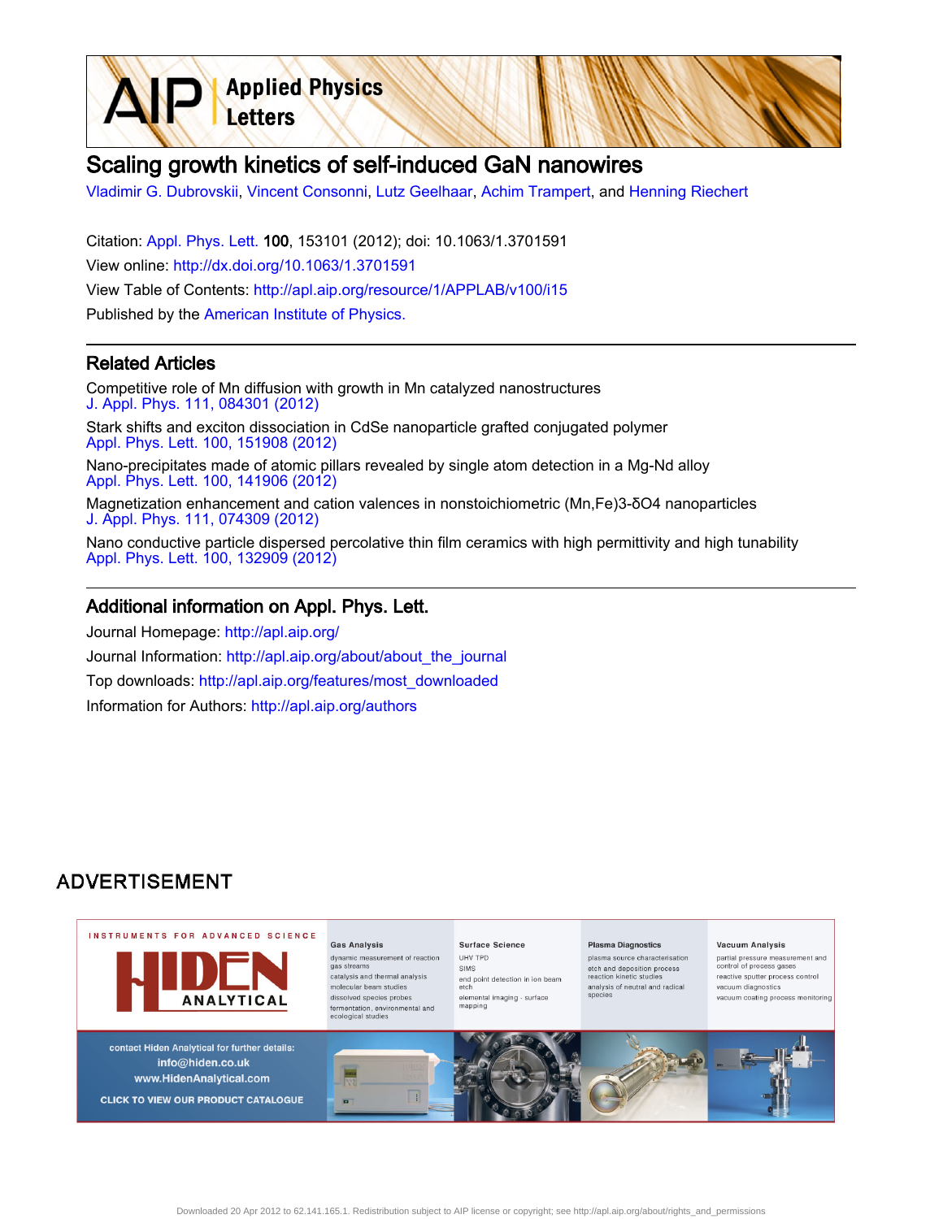# Scaling growth kinetics of self-induced GaN nanowires

Vladimir G. Dubrovskii, Vincent Consonni, Lutz Geelhaar, Achim Trampert, and Henning Riechert

Citation: Appl. Phys. Lett. **100**, 153101 (2012); doi: 10.1063/1.3701591

View online: http://dx.doi.org/10.1063/1.3701591

View Table of Contents: http://apl.aip.org/resource/1/APPLAB/v100/i15

Published by the American Institute of Physics.

## Related Articles

Competitive role of Mn diffusion with growth in Mn catalyzed nanostructures
J. Appl. Phys. 111, 084301 (2012)

Stark shifts and exciton dissociation in CdSe nanoparticle grafted conjugated polymer
Appl. Phys. Lett. 100, 151908 (2012)

Nano-precipitates made of atomic pillars revealed by single atom detection in a Mg-Nd alloy
Appl. Phys. Lett. 100, 141906 (2012)

Magnetization enhancement and cation valences in nonstoichiometric (Mn,Fe)3-δO4 nanoparticles
J. Appl. Phys. 111, 074309 (2012)

Nano conductive particle dispersed percolative thin film ceramics with high permittivity and high tunability
Appl. Phys. Lett. 100, 132909 (2012)

## Additional information on Appl. Phys. Lett.

Journal Homepage: http://apl.aip.org/

Journal Information: http://apl.aip.org/about/about_the_journal

Top downloads: http://apl.aip.org/features/most_downloaded

Information for Authors: http://apl.aip.org/authors

## ADVERTISEMENT

Downloaded 20 Apr 2012 to 62.141.165.1. Redistribution subject to AIP license or copyright; see http://apl.aip.org/about/rights_and_permissions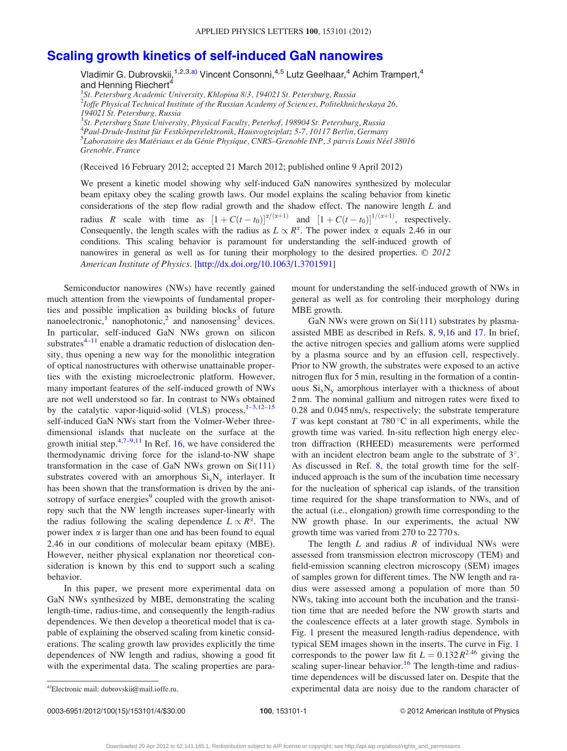# Scaling growth kinetics of self-induced GaN nanowires

Vladimir G. Dubrovskii,[1,2,3,a)] Vincent Consonni,[4,5] Lutz Geelhaar,[4] Achim Trampert,[4] and Henning Riechert[4]

[1]St. Petersburg Academic University, Khlopina 8/3, 194021 St. Petersburg, Russia
[2]Ioffe Physical Technical Institute of the Russian Academy of Sciences, Politekhnicheskaya 26, 194021 St. Petersburg, Russia
[3]St. Petersburg State University, Physical Faculty, Peterhof, 198904 St. Petersburg, Russia
[4]Paul-Drude-Institut für Festkörperelektronik, Hausvogteiplatz 5-7, 10117 Berlin, Germany
[5]Laboratoire des Matériaux et du Génie Physique, CNRS–Grenoble INP, 3 parvis Louis Néel 38016 Grenoble, France

(Received 16 February 2012; accepted 21 March 2012; published online 9 April 2012)

We present a kinetic model showing why self-induced GaN nanowires synthesized by molecular beam epitaxy obey the scaling growth laws. Our model explains the scaling behavior from kinetic considerations of the step flow radial growth and the shadow effect. The nanowire length $L$ and radius $R$ scale with time as $[1 + C(t - t_0)]^{\alpha/(\alpha+1)}$ and $[1 + C(t - t_0)]^{1/(\alpha+1)}$, respectively. Consequently, the length scales with the radius as $L \propto R^{\alpha}$. The power index $\alpha$ equals 2.46 in our conditions. This scaling behavior is paramount for understanding the self-induced growth of nanowires in general as well as for tuning their morphology to the desired properties. © 2012 American Institute of Physics. [http://dx.doi.org/10.1063/1.3701591]

Semiconductor nanowires (NWs) have recently gained much attention from the viewpoints of fundamental properties and possible implication as building blocks of future nanoelectronic,[1] nanophotonic,[2] and nanosensing[3] devices. In particular, self-induced GaN NWs grown on silicon substrates[4–11] enable a dramatic reduction of dislocation density, thus opening a new way for the monolithic integration of optical nanostructures with otherwise unattainable properties with the existing microelectronic platform. However, many important features of the self-induced growth of NWs are not well understood so far. In contrast to NWs obtained by the catalytic vapor-liquid-solid (VLS) process,[1–3,12–15] self-induced GaN NWs start from the Volmer-Weber three-dimensional islands that nucleate on the surface at the growth initial step.[4,7–9,11] In Ref. 16, we have considered the thermodynamic driving force for the island-to-NW shape transformation in the case of GaN NWs grown on Si(111) substrates covered with an amorphous $Si_xN_y$ interlayer. It has been shown that the transformation is driven by the anisotropy of surface energies[9] coupled with the growth anisotropy such that the NW length increases super-linearly with the radius following the scaling dependence $L \propto R^{\alpha}$. The power index $\alpha$ is larger than one and has been found to equal 2.46 in our conditions of molecular beam epitaxy (MBE). However, neither physical explanation nor theoretical consideration is known by this end to support such a scaling behavior.

In this paper, we present more experimental data on GaN NWs synthesized by MBE, demonstrating the scaling length-time, radius-time, and consequently the length-radius dependences. We then develop a theoretical model that is capable of explaining the observed scaling from kinetic considerations. The scaling growth law provides explicitly the time dependences of NW length and radius, showing a good fit with the experimental data. The scaling properties are paramount for understanding the self-induced growth of NWs in general as well as for controling their morphology during MBE growth.

GaN NWs were grown on Si(111) substrates by plasma-assisted MBE as described in Refs. 8, 9,16 and 17. In brief, the active nitrogen species and gallium atoms were supplied by a plasma source and by an effusion cell, respectively. Prior to NW growth, the substrates were exposed to an active nitrogen flux for 5 min, resulting in the formation of a continuous $Si_xN_y$ amorphous interlayer with a thickness of about 2 nm. The nominal gallium and nitrogen rates were fixed to 0.28 and 0.045 nm/s, respectively; the substrate temperature $T$ was kept constant at 780 °C in all experiments, while the growth time was varied. In-situ reflection high energy electron diffraction (RHEED) measurements were performed with an incident electron beam angle to the substrate of 3°. As discussed in Ref. 8, the total growth time for the self-induced approach is the sum of the incubation time necessary for the nucleation of spherical cap islands, of the transition time required for the shape transformation to NWs, and of the actual (i.e., elongation) growth time corresponding to the NW growth phase. In our experiments, the actual NW growth time was varied from 270 to 22 770 s.

The length $L$ and radius $R$ of individual NWs were assessed from transmission electron microscopy (TEM) and field-emission scanning electron microscopy (SEM) images of samples grown for different times. The NW length and radius were assessed among a population of more than 50 NWs, taking into account both the incubation and the transition time that are needed before the NW growth starts and the coalescence effects at a later growth stage. Symbols in Fig. 1 present the measured length-radius dependence, with typical SEM images shown in the inserts. The curve in Fig. 1 corresponds to the power law fit $L = 0.132\,R^{2.46}$ giving the scaling super-linear behavior.[16] The length-time and radius-time dependences will be discussed later on. Despite that the experimental data are noisy due to the random character of

[a)]Electronic mail: dubrovskii@mail.ioffe.ru.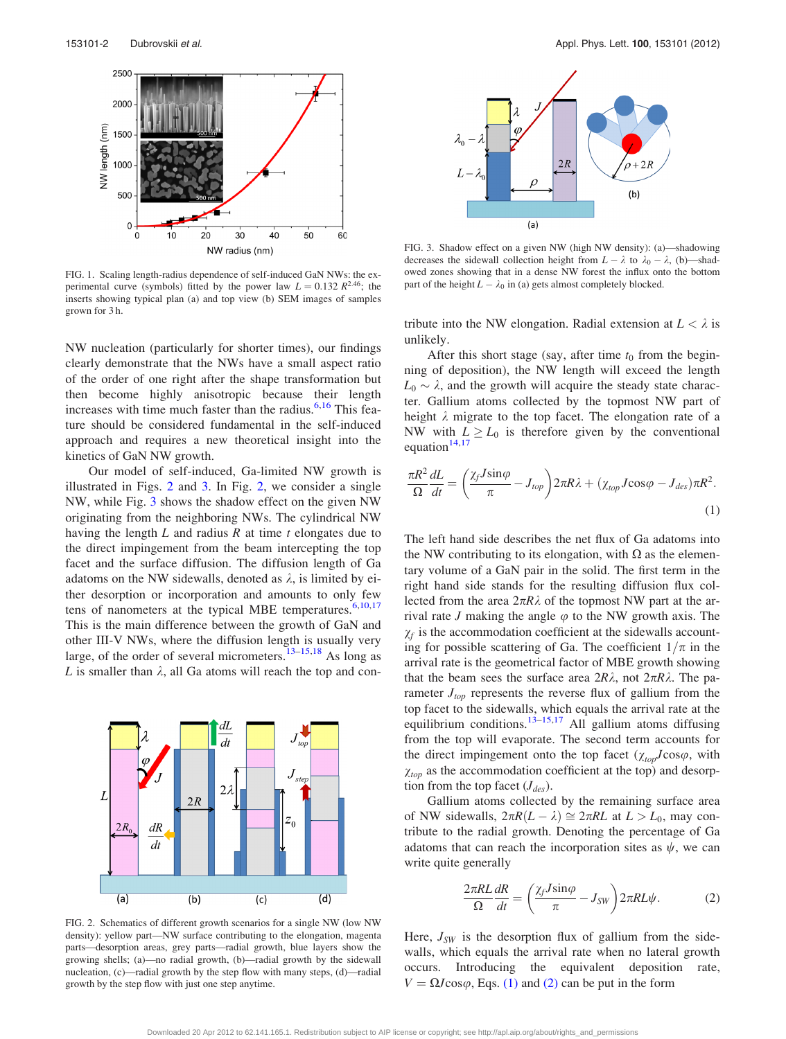FIG. 1. Scaling length-radius dependence of self-induced GaN NWs: the experimental curve (symbols) fitted by the power law $L = 0.132\,R^{2.46}$; the inserts showing typical plan (a) and top view (b) SEM images of samples grown for 3 h.

FIG. 3. Shadow effect on a given NW (high NW density): (a)—shadowing decreases the sidewall collection height from $L-\lambda$ to $\lambda_0 - \lambda$, (b)—shadowed zones showing that in a dense NW forest the influx onto the bottom part of the height $L-\lambda_0$ in (a) gets almost completely blocked.

NW nucleation (particularly for shorter times), our findings clearly demonstrate that the NWs have a small aspect ratio of the order of one right after the shape transformation but then become highly anisotropic because their length increases with time much faster than the radius.[6,16] This feature should be considered fundamental in the self-induced approach and requires a new theoretical insight into the kinetics of GaN NW growth.

Our model of self-induced, Ga-limited NW growth is illustrated in Figs. 2 and 3. In Fig. 2, we consider a single NW, while Fig. 3 shows the shadow effect on the given NW originating from the neighboring NWs. The cylindrical NW having the length $L$ and radius $R$ at time $t$ elongates due to the direct impingement from the beam intercepting the top facet and the surface diffusion. The diffusion length of Ga adatoms on the NW sidewalls, denoted as $\lambda$, is limited by either desorption or incorporation and amounts to only few tens of nanometers at the typical MBE temperatures.[6,10,17] This is the main difference between the growth of GaN and other III-V NWs, where the diffusion length is usually very large, of the order of several micrometers.[13–15,18] As long as $L$ is smaller than $\lambda$, all Ga atoms will reach the top and contribute into the NW elongation. Radial extension at $L < \lambda$ is unlikely.

After this short stage (say, after time $t_0$ from the beginning of deposition), the NW length will exceed the length $L_0 \sim \lambda$, and the growth will acquire the steady state character. Gallium atoms collected by the topmost NW part of height $\lambda$ migrate to the top facet. The elongation rate of a NW with $L \geq L_0$ is therefore given by the conventional equation[14,17]

$$\frac{\pi R^2}{\Omega}\frac{dL}{dt} = \left(\frac{\chi_f J \sin\varphi}{\pi} - J_{top}\right)2\pi R\lambda + (\chi_{top} J\cos\varphi - J_{des})\pi R^2. \tag{1}$$

The left hand side describes the net flux of Ga adatoms into the NW contributing to its elongation, with $\Omega$ as the elementary volume of a GaN pair in the solid. The first term in the right hand side stands for the resulting diffusion flux collected from the area $2\pi R\lambda$ of the topmost NW part at the arrival rate $J$ making the angle $\varphi$ to the NW growth axis. The $\chi_f$ is the accommodation coefficient at the sidewalls accounting for possible scattering of Ga. The coefficient $1/\pi$ in the arrival rate is the geometrical factor of MBE growth showing that the beam sees the surface area $2R\lambda$, not $2\pi R\lambda$. The parameter $J_{top}$ represents the reverse flux of gallium from the top facet to the sidewalls, which equals the arrival rate at the equilibrium conditions.[13–15,17] All gallium atoms diffusing from the top will evaporate. The second term accounts for the direct impingement onto the top facet ($\chi_{top} J\cos\varphi$, with $\chi_{top}$ as the accommodation coefficient at the top) and desorption from the top facet ($J_{des}$).

Gallium atoms collected by the remaining surface area of NW sidewalls, $2\pi R(L-\lambda) \cong 2\pi RL$ at $L > L_0$, may contribute to the radial growth. Denoting the percentage of Ga adatoms that can reach the incorporation sites as $\psi$, we can write quite generally

$$\frac{2\pi RL}{\Omega}\frac{dR}{dt} = \left(\frac{\chi_f J\sin\varphi}{\pi} - J_{SW}\right)2\pi RL\psi. \tag{2}$$

Here, $J_{SW}$ is the desorption flux of gallium from the sidewalls, which equals the arrival rate when no lateral growth occurs. Introducing the equivalent deposition rate, $V = \Omega J\cos\varphi$, Eqs. (1) and (2) can be put in the form

FIG. 2. Schematics of different growth scenarios for a single NW (low NW density): yellow part—NW surface contributing to the elongation, magenta parts—desorption areas, grey parts—radial growth, blue layers show the growing shells; (a)—no radial growth, (b)—radial growth by the sidewall nucleation, (c)—radial growth by the step flow with many steps, (d)—radial growth by the step flow with just one step anytime.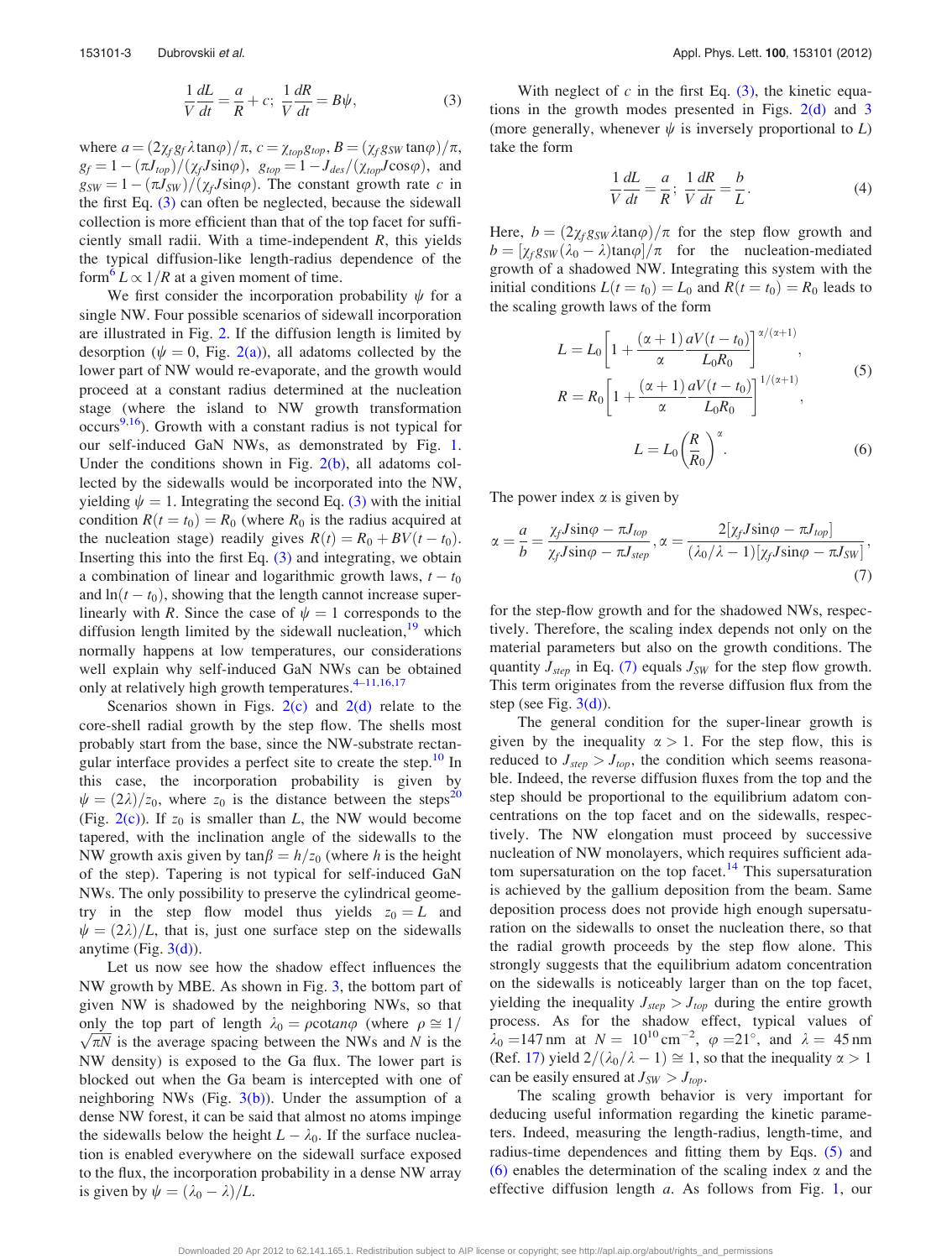$$\frac{1}{V}\frac{dL}{dt} = \frac{a}{R} + c;\ \frac{1}{V}\frac{dR}{dt} = B\psi, \tag{3}$$

where $a = (2\chi_f g_f \lambda \tan\varphi)/\pi$, $c = \chi_{top} g_{top}$, $B = (\chi_f g_{SW} \tan\varphi)/\pi$, $g_f = 1 - (\pi J_{top})/(\chi_f J \sin\varphi)$, $g_{top} = 1 - J_{des}/(\chi_{top} J \cos\varphi)$, and $g_{SW} = 1 - (\pi J_{SW})/(\chi_f J \sin\varphi)$. The constant growth rate $c$ in the first Eq. (3) can often be neglected, because the sidewall collection is more efficient than that of the top facet for sufficiently small radii. With a time-independent $R$, this yields the typical diffusion-like length-radius dependence of the form[6] $L \propto 1/R$ at a given moment of time.

We first consider the incorporation probability $\psi$ for a single NW. Four possible scenarios of sidewall incorporation are illustrated in Fig. 2. If the diffusion length is limited by desorption ($\psi = 0$, Fig. 2(a)), all adatoms collected by the lower part of NW would re-evaporate, and the growth would proceed at a constant radius determined at the nucleation stage (where the island to NW growth transformation occurs[9,16]). Growth with a constant radius is not typical for our self-induced GaN NWs, as demonstrated by Fig. 1. Under the conditions shown in Fig. 2(b), all adatoms collected by the sidewalls would be incorporated into the NW, yielding $\psi = 1$. Integrating the second Eq. (3) with the initial condition $R(t = t_0) = R_0$ (where $R_0$ is the radius acquired at the nucleation stage) readily gives $R(t) = R_0 + BV(t - t_0)$. Inserting this into the first Eq. (3) and integrating, we obtain a combination of linear and logarithmic growth laws, $t - t_0$ and $\ln(t - t_0)$, showing that the length cannot increase super-linearly with $R$. Since the case of $\psi = 1$ corresponds to the diffusion length limited by the sidewall nucleation,[19] which normally happens at low temperatures, our considerations well explain why self-induced GaN NWs can be obtained only at relatively high growth temperatures.[4–11,16,17]

Scenarios shown in Figs. 2(c) and 2(d) relate to the core-shell radial growth by the step flow. The shells most probably start from the base, since the NW-substrate rectangular interface provides a perfect site to create the step.[10] In this case, the incorporation probability is given by $\psi = (2\lambda)/z_0$, where $z_0$ is the distance between the steps[20] (Fig. 2(c)). If $z_0$ is smaller than $L$, the NW would become tapered, with the inclination angle of the sidewalls to the NW growth axis given by $\tan\beta = h/z_0$ (where $h$ is the height of the step). Tapering is not typical for self-induced GaN NWs. The only possibility to preserve the cylindrical geometry in the step flow model thus yields $z_0 = L$ and $\psi = (2\lambda)/L$, that is, just one surface step on the sidewalls anytime (Fig. 3(d)).

Let us now see how the shadow effect influences the NW growth by MBE. As shown in Fig. 3, the bottom part of given NW is shadowed by the neighboring NWs, so that only the top part of length $\lambda_0 = \rho \cot an\varphi$ (where $\rho \cong 1/\sqrt{\pi N}$ is the average spacing between the NWs and $N$ is the NW density) is exposed to the Ga flux. The lower part is blocked out when the Ga beam is intercepted with one of neighboring NWs (Fig. 3(b)). Under the assumption of a dense NW forest, it can be said that almost no atoms impinge the sidewalls below the height $L - \lambda_0$. If the surface nucleation is enabled everywhere on the sidewall surface exposed to the flux, the incorporation probability in a dense NW array is given by $\psi = (\lambda_0 - \lambda)/L$.

With neglect of $c$ in the first Eq. (3), the kinetic equations in the growth modes presented in Figs. 2(d) and 3 (more generally, whenever $\psi$ is inversely proportional to $L$) take the form

$$\frac{1}{V}\frac{dL}{dt} = \frac{a}{R};\ \frac{1}{V}\frac{dR}{dt} = \frac{b}{L}. \tag{4}$$

Here, $b = (2\chi_f g_{SW} \lambda \tan\varphi)/\pi$ for the step flow growth and $b = [\chi_f g_{SW}(\lambda_0 - \lambda)\tan\varphi]/\pi$ for the nucleation-mediated growth of a shadowed NW. Integrating this system with the initial conditions $L(t = t_0) = L_0$ and $R(t = t_0) = R_0$ leads to the scaling growth laws of the form

$$L = L_0\left[1 + \frac{(\alpha+1)}{\alpha}\frac{aV(t-t_0)}{L_0 R_0}\right]^{\alpha/(\alpha+1)},$$
$$R = R_0\left[1 + \frac{(\alpha+1)}{\alpha}\frac{aV(t-t_0)}{L_0 R_0}\right]^{1/(\alpha+1)}, \tag{5}$$

$$L = L_0\left(\frac{R}{R_0}\right)^{\alpha}. \tag{6}$$

The power index $\alpha$ is given by

$$\alpha = \frac{a}{b} = \frac{\chi_f J \sin\varphi - \pi J_{top}}{\chi_f J \sin\varphi - \pi J_{step}},\ \alpha = \frac{2[\chi_f J \sin\varphi - \pi J_{top}]}{(\lambda_0/\lambda - 1)[\chi_f J \sin\varphi - \pi J_{SW}]}, \tag{7}$$

for the step-flow growth and for the shadowed NWs, respectively. Therefore, the scaling index depends not only on the material parameters but also on the growth conditions. The quantity $J_{step}$ in Eq. (7) equals $J_{SW}$ for the step flow growth. This term originates from the reverse diffusion flux from the step (see Fig. 3(d)).

The general condition for the super-linear growth is given by the inequality $\alpha > 1$. For the step flow, this is reduced to $J_{step} > J_{top}$, the condition which seems reasonable. Indeed, the reverse diffusion fluxes from the top and the step should be proportional to the equilibrium adatom concentrations on the top facet and on the sidewalls, respectively. The NW elongation must proceed by successive nucleation of NW monolayers, which requires sufficient adatom supersaturation on the top facet.[14] This supersaturation is achieved by the gallium deposition from the beam. Same deposition process does not provide high enough supersaturation on the sidewalls to onset the nucleation there, so that the radial growth proceeds by the step flow alone. This strongly suggests that the equilibrium adatom concentration on the sidewalls is noticeably larger than on the top facet, yielding the inequality $J_{step} > J_{top}$ during the entire growth process. As for the shadow effect, typical values of $\lambda_0 = 147$ nm at $N = 10^{10}\,\mathrm{cm}^{-2}$, $\varphi = 21°$, and $\lambda = 45$ nm (Ref. 17) yield $2/(\lambda_0/\lambda - 1) \cong 1$, so that the inequality $\alpha > 1$ can be easily ensured at $J_{SW} > J_{top}$.

The scaling growth behavior is very important for deducing useful information regarding the kinetic parameters. Indeed, measuring the length-radius, length-time, and radius-time dependences and fitting them by Eqs. (5) and (6) enables the determination of the scaling index $\alpha$ and the effective diffusion length $a$. As follows from Fig. 1, our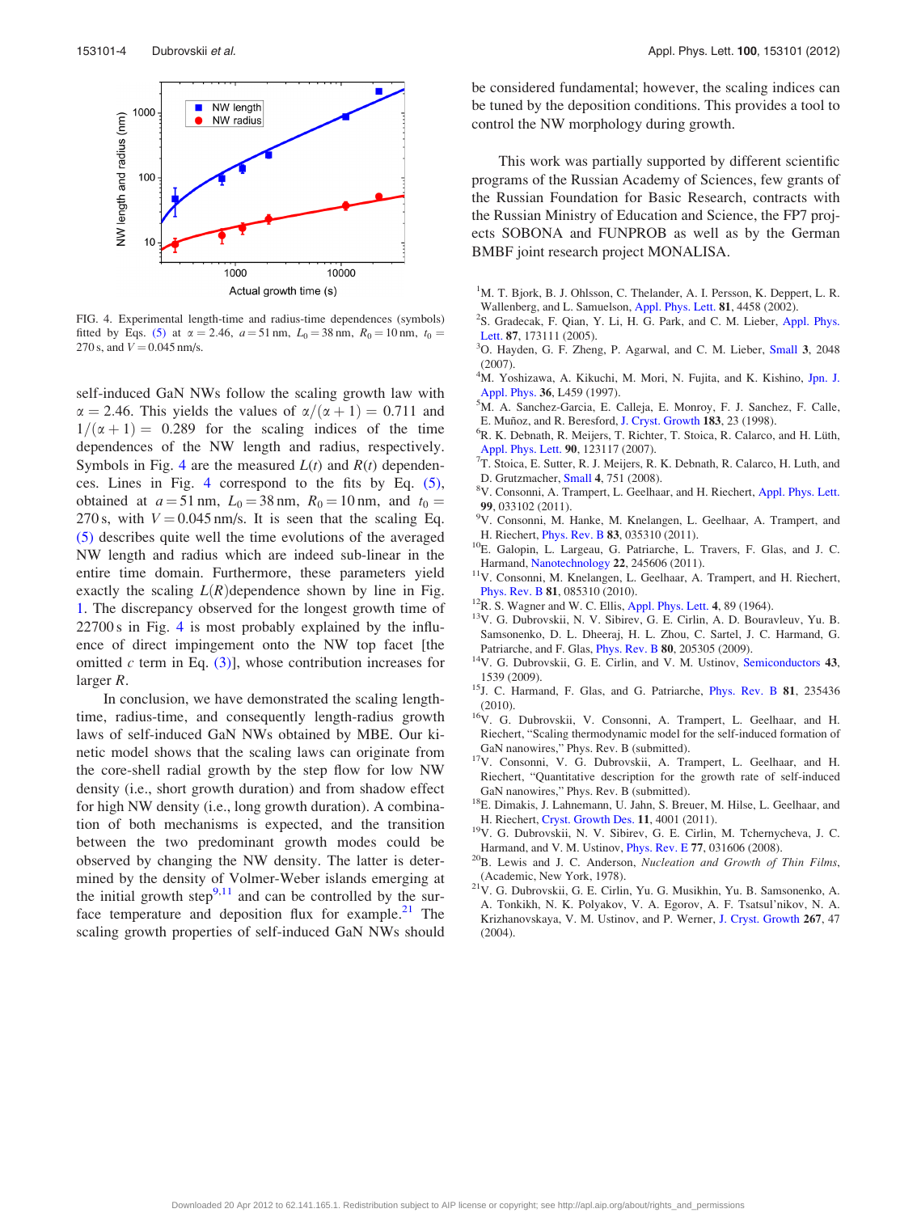NW length
NW radius

1000
100
10

NW length and radius (nm)

1000
10000

Actual growth time (s)

FIG. 4. Experimental length-time and radius-time dependences (symbols) fitted by Eqs. (5) at $\alpha = 2.46$, $a = 51$ nm, $L_0 = 38$ nm, $R_0 = 10$ nm, $t_0 = 270$ s, and $V = 0.045$ nm/s.

self-induced GaN NWs follow the scaling growth law with $\alpha = 2.46$. This yields the values of $\alpha/(\alpha+1) = 0.711$ and $1/(\alpha+1) = 0.289$ for the scaling indices of the time dependences of the NW length and radius, respectively. Symbols in Fig. 4 are the measured $L(t)$ and $R(t)$ dependences. Lines in Fig. 4 correspond to the fits by Eq. (5), obtained at $a = 51$ nm, $L_0 = 38$ nm, $R_0 = 10$ nm, and $t_0 = 270$ s, with $V = 0.045$ nm/s. It is seen that the scaling Eq. (5) describes quite well the time evolutions of the averaged NW length and radius which are indeed sub-linear in the entire time domain. Furthermore, these parameters yield exactly the scaling $L(R)$dependence shown by line in Fig. 1. The discrepancy observed for the longest growth time of 22700 s in Fig. 4 is most probably explained by the influence of direct impingement onto the NW top facet [the omitted $c$ term in Eq. (3)], whose contribution increases for larger $R$.

In conclusion, we have demonstrated the scaling length-time, radius-time, and consequently length-radius growth laws of self-induced GaN NWs obtained by MBE. Our kinetic model shows that the scaling laws can originate from the core-shell radial growth by the step flow for low NW density (i.e., short growth duration) and from shadow effect for high NW density (i.e., long growth duration). A combination of both mechanisms is expected, and the transition between the two predominant growth modes could be observed by changing the NW density. The latter is determined by the density of Volmer-Weber islands emerging at the initial growth step[9,11] and can be controlled by the surface temperature and deposition flux for example.[21] The scaling growth properties of self-induced GaN NWs should be considered fundamental; however, the scaling indices can be tuned by the deposition conditions. This provides a tool to control the NW morphology during growth.

This work was partially supported by different scientific programs of the Russian Academy of Sciences, few grants of the Russian Foundation for Basic Research, contracts with the Russian Ministry of Education and Science, the FP7 projects SOBONA and FUNPROB as well as by the German BMBF joint research project MONALISA.

[1] M. T. Bjork, B. J. Ohlsson, C. Thelander, A. I. Persson, K. Deppert, L. R. Wallenberg, and L. Samuelson, Appl. Phys. Lett. **81**, 4458 (2002).
[2] S. Gradecak, F. Qian, Y. Li, H. G. Park, and C. M. Lieber, Appl. Phys. Lett. **87**, 173111 (2005).
[3] O. Hayden, G. F. Zheng, P. Agarwal, and C. M. Lieber, Small **3**, 2048 (2007).
[4] M. Yoshizawa, A. Kikuchi, M. Mori, N. Fujita, and K. Kishino, Jpn. J. Appl. Phys. **36**, L459 (1997).
[5] M. A. Sanchez-Garcia, E. Calleja, E. Monroy, F. J. Sanchez, F. Calle, E. Muñoz, and R. Beresford, J. Cryst. Growth **183**, 23 (1998).
[6] R. K. Debnath, R. Meijers, T. Richter, T. Stoica, R. Calarco, and H. Lüth, Appl. Phys. Lett. **90**, 123117 (2007).
[7] T. Stoica, E. Sutter, R. J. Meijers, R. K. Debnath, R. Calarco, H. Luth, and D. Grutzmacher, Small **4**, 751 (2008).
[8] V. Consonni, A. Trampert, L. Geelhaar, and H. Riechert, Appl. Phys. Lett. **99**, 033102 (2011).
[9] V. Consonni, M. Hanke, M. Knelangen, L. Geelhaar, A. Trampert, and H. Riechert, Phys. Rev. B **83**, 035310 (2011).
[10] E. Galopin, L. Largeau, G. Patriarche, L. Travers, F. Glas, and J. C. Harmand, Nanotechnology **22**, 245606 (2011).
[11] V. Consonni, M. Knelangen, L. Geelhaar, A. Trampert, and H. Riechert, Phys. Rev. B **81**, 085310 (2010).
[12] R. S. Wagner and W. C. Ellis, Appl. Phys. Lett. **4**, 89 (1964).
[13] V. G. Dubrovskii, N. V. Sibirev, G. E. Cirlin, A. D. Bouravleuv, Yu. B. Samsonenko, D. L. Dheeraj, H. L. Zhou, C. Sartel, J. C. Harmand, G. Patriarche, and F. Glas, Phys. Rev. B **80**, 205305 (2009).
[14] V. G. Dubrovskii, G. E. Cirlin, and V. M. Ustinov, Semiconductors **43**, 1539 (2009).
[15] J. C. Harmand, F. Glas, and G. Patriarche, Phys. Rev. B **81**, 235436 (2010).
[16] V. G. Dubrovskii, V. Consonni, A. Trampert, L. Geelhaar, and H. Riechert, "Scaling thermodynamic model for the self-induced formation of GaN nanowires," Phys. Rev. B (submitted).
[17] V. Consonni, V. G. Dubrovskii, A. Trampert, L. Geelhaar, and H. Riechert, "Quantitative description for the growth rate of self-induced GaN nanowires," Phys. Rev. B (submitted).
[18] E. Dimakis, J. Lahnemann, U. Jahn, S. Breuer, M. Hilse, L. Geelhaar, and H. Riechert, Cryst. Growth Des. **11**, 4001 (2011).
[19] V. G. Dubrovskii, N. V. Sibirev, G. E. Cirlin, M. Tchernycheva, J. C. Harmand, and V. M. Ustinov, Phys. Rev. E **77**, 031606 (2008).
[20] B. Lewis and J. C. Anderson, *Nucleation and Growth of Thin Films*, (Academic, New York, 1978).
[21] V. G. Dubrovskii, G. E. Cirlin, Yu. G. Musikhin, Yu. B. Samsonenko, A. A. Tonkikh, N. K. Polyakov, V. A. Egorov, A. F. Tsatsul'nikov, N. A. Krizhanovskaya, V. M. Ustinov, and P. Werner, J. Cryst. Growth **267**, 47 (2004).